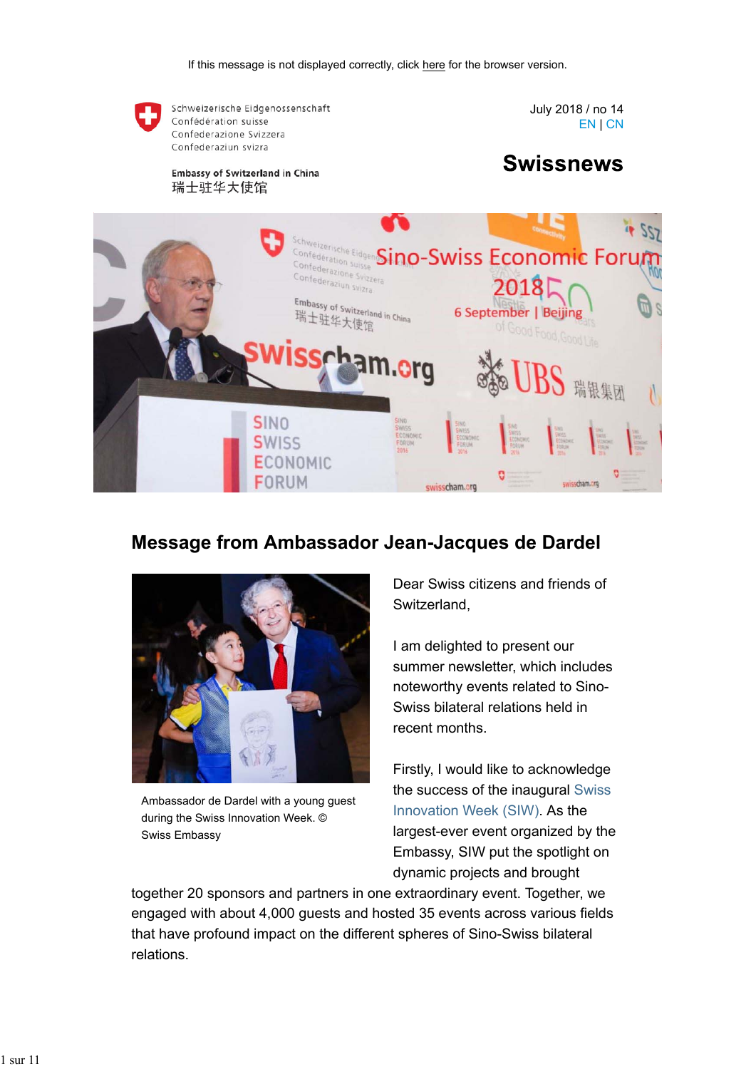If this message is not displayed correctly, click here for the browser version.

Schweizerische Eidgenossenschaft
Confédération suisse
Confederazione Svizzera
Confederaziun svizra

Embassy of Switzerland in China
瑞士驻华大使馆

July 2018 / no 14
EN | CN

# Swissnews

## Message from Ambassador Jean-Jacques de Dardel

Ambassador de Dardel with a young guest during the Swiss Innovation Week. © Swiss Embassy

Dear Swiss citizens and friends of Switzerland,

I am delighted to present our summer newsletter, which includes noteworthy events related to Sino-Swiss bilateral relations held in recent months.

Firstly, I would like to acknowledge the success of the inaugural Swiss Innovation Week (SIW). As the largest-ever event organized by the Embassy, SIW put the spotlight on dynamic projects and brought together 20 sponsors and partners in one extraordinary event. Together, we engaged with about 4,000 guests and hosted 35 events across various fields that have profound impact on the different spheres of Sino-Swiss bilateral relations.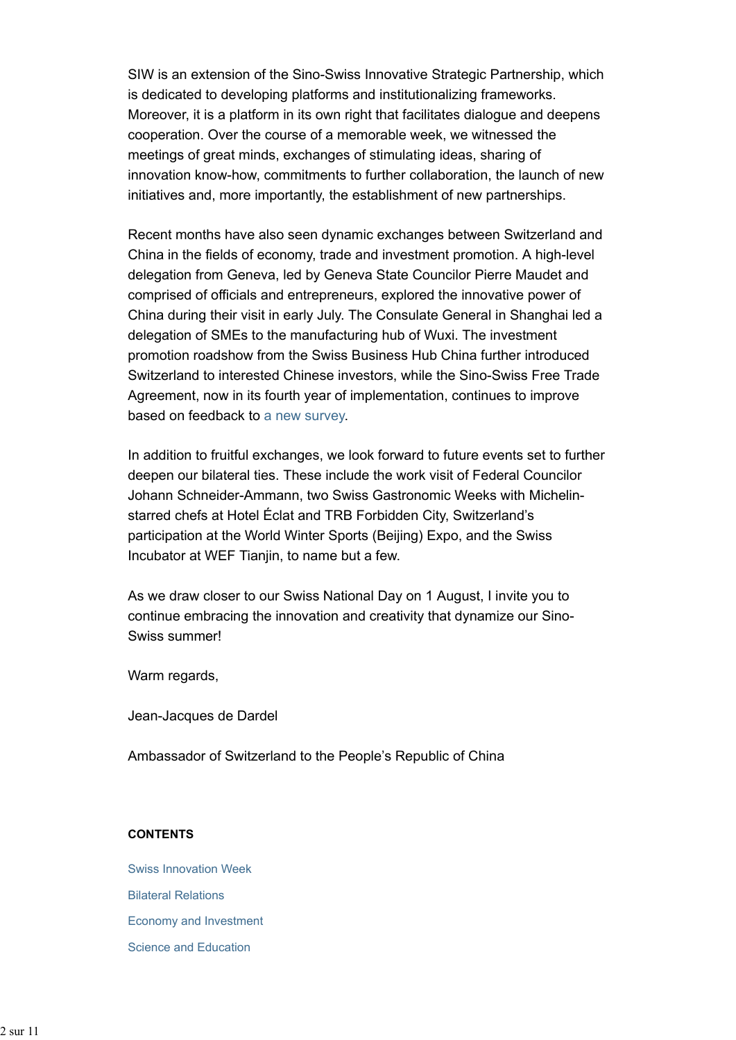SIW is an extension of the Sino-Swiss Innovative Strategic Partnership, which is dedicated to developing platforms and institutionalizing frameworks. Moreover, it is a platform in its own right that facilitates dialogue and deepens cooperation. Over the course of a memorable week, we witnessed the meetings of great minds, exchanges of stimulating ideas, sharing of innovation know-how, commitments to further collaboration, the launch of new initiatives and, more importantly, the establishment of new partnerships.

Recent months have also seen dynamic exchanges between Switzerland and China in the fields of economy, trade and investment promotion. A high-level delegation from Geneva, led by Geneva State Councilor Pierre Maudet and comprised of officials and entrepreneurs, explored the innovative power of China during their visit in early July. The Consulate General in Shanghai led a delegation of SMEs to the manufacturing hub of Wuxi. The investment promotion roadshow from the Swiss Business Hub China further introduced Switzerland to interested Chinese investors, while the Sino-Swiss Free Trade Agreement, now in its fourth year of implementation, continues to improve based on feedback to a new survey.

In addition to fruitful exchanges, we look forward to future events set to further deepen our bilateral ties. These include the work visit of Federal Councilor Johann Schneider-Ammann, two Swiss Gastronomic Weeks with Michelin-starred chefs at Hotel Éclat and TRB Forbidden City, Switzerland's participation at the World Winter Sports (Beijing) Expo, and the Swiss Incubator at WEF Tianjin, to name but a few.

As we draw closer to our Swiss National Day on 1 August, I invite you to continue embracing the innovation and creativity that dynamize our Sino-Swiss summer!

Warm regards,

Jean-Jacques de Dardel

Ambassador of Switzerland to the People's Republic of China

**CONTENTS**

Swiss Innovation Week

Bilateral Relations

Economy and Investment

Science and Education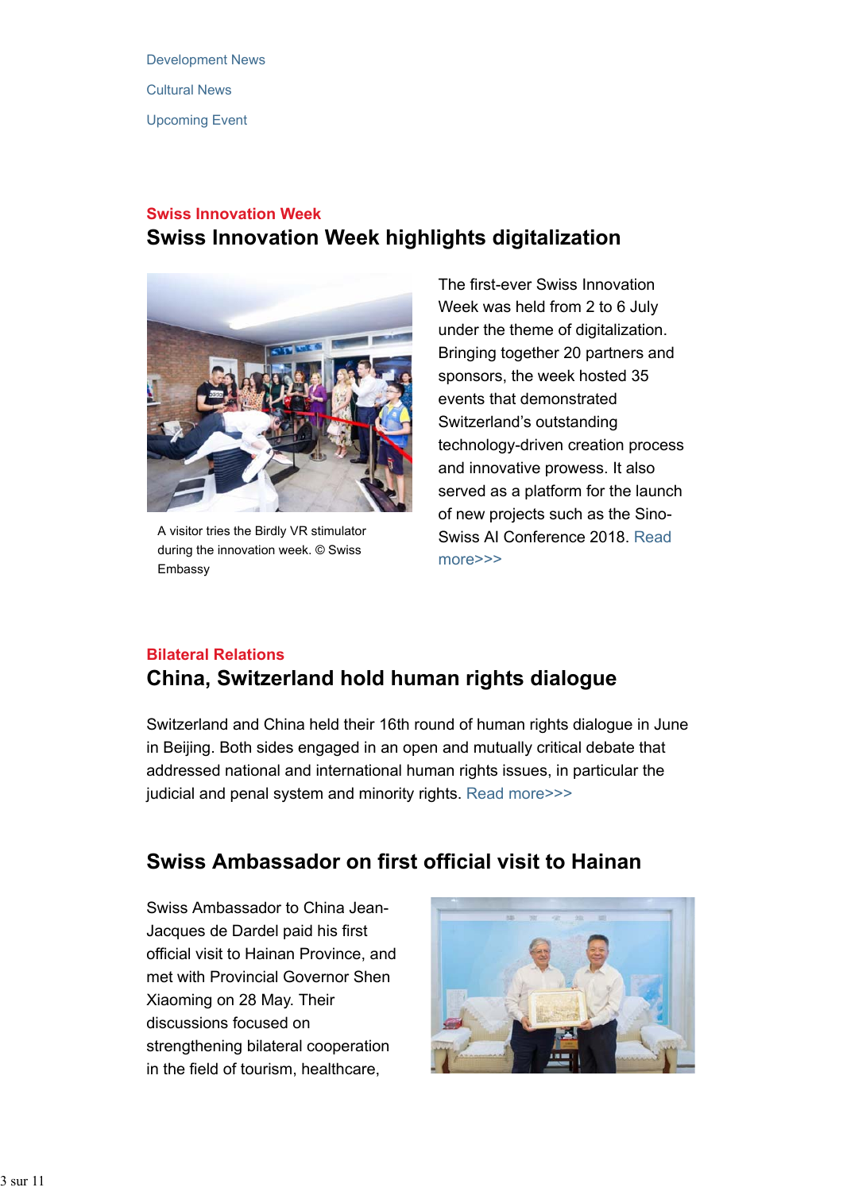Development News

Cultural News

Upcoming Event

**Swiss Innovation Week**

## Swiss Innovation Week highlights digitalization

A visitor tries the Birdly VR stimulator during the innovation week. © Swiss Embassy

The first-ever Swiss Innovation Week was held from 2 to 6 July under the theme of digitalization. Bringing together 20 partners and sponsors, the week hosted 35 events that demonstrated Switzerland's outstanding technology-driven creation process and innovative prowess. It also served as a platform for the launch of new projects such as the Sino-Swiss AI Conference 2018. Read more>>>

**Bilateral Relations**

## China, Switzerland hold human rights dialogue

Switzerland and China held their 16th round of human rights dialogue in June in Beijing. Both sides engaged in an open and mutually critical debate that addressed national and international human rights issues, in particular the judicial and penal system and minority rights. Read more>>>

## Swiss Ambassador on first official visit to Hainan

Swiss Ambassador to China Jean-Jacques de Dardel paid his first official visit to Hainan Province, and met with Provincial Governor Shen Xiaoming on 28 May. Their discussions focused on strengthening bilateral cooperation in the field of tourism, healthcare,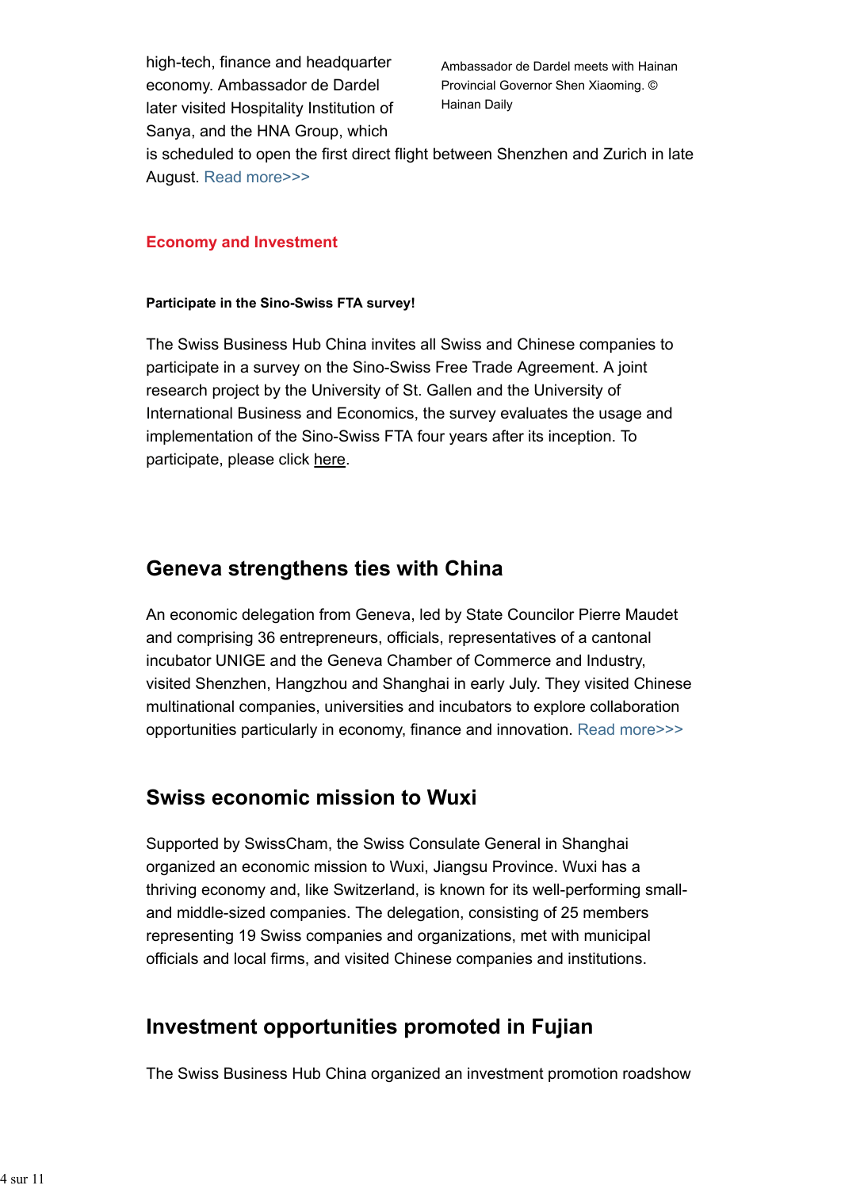high-tech, finance and headquarter economy. Ambassador de Dardel later visited Hospitality Institution of Sanya, and the HNA Group, which is scheduled to open the first direct flight between Shenzhen and Zurich in late August. Read more>>>

Ambassador de Dardel meets with Hainan Provincial Governor Shen Xiaoming. © Hainan Daily

## Economy and Investment

**Participate in the Sino-Swiss FTA survey!**

The Swiss Business Hub China invites all Swiss and Chinese companies to participate in a survey on the Sino-Swiss Free Trade Agreement. A joint research project by the University of St. Gallen and the University of International Business and Economics, the survey evaluates the usage and implementation of the Sino-Swiss FTA four years after its inception. To participate, please click here.

## Geneva strengthens ties with China

An economic delegation from Geneva, led by State Councilor Pierre Maudet and comprising 36 entrepreneurs, officials, representatives of a cantonal incubator UNIGE and the Geneva Chamber of Commerce and Industry, visited Shenzhen, Hangzhou and Shanghai in early July. They visited Chinese multinational companies, universities and incubators to explore collaboration opportunities particularly in economy, finance and innovation. Read more>>>

## Swiss economic mission to Wuxi

Supported by SwissCham, the Swiss Consulate General in Shanghai organized an economic mission to Wuxi, Jiangsu Province. Wuxi has a thriving economy and, like Switzerland, is known for its well-performing small- and middle-sized companies. The delegation, consisting of 25 members representing 19 Swiss companies and organizations, met with municipal officials and local firms, and visited Chinese companies and institutions.

## Investment opportunities promoted in Fujian

The Swiss Business Hub China organized an investment promotion roadshow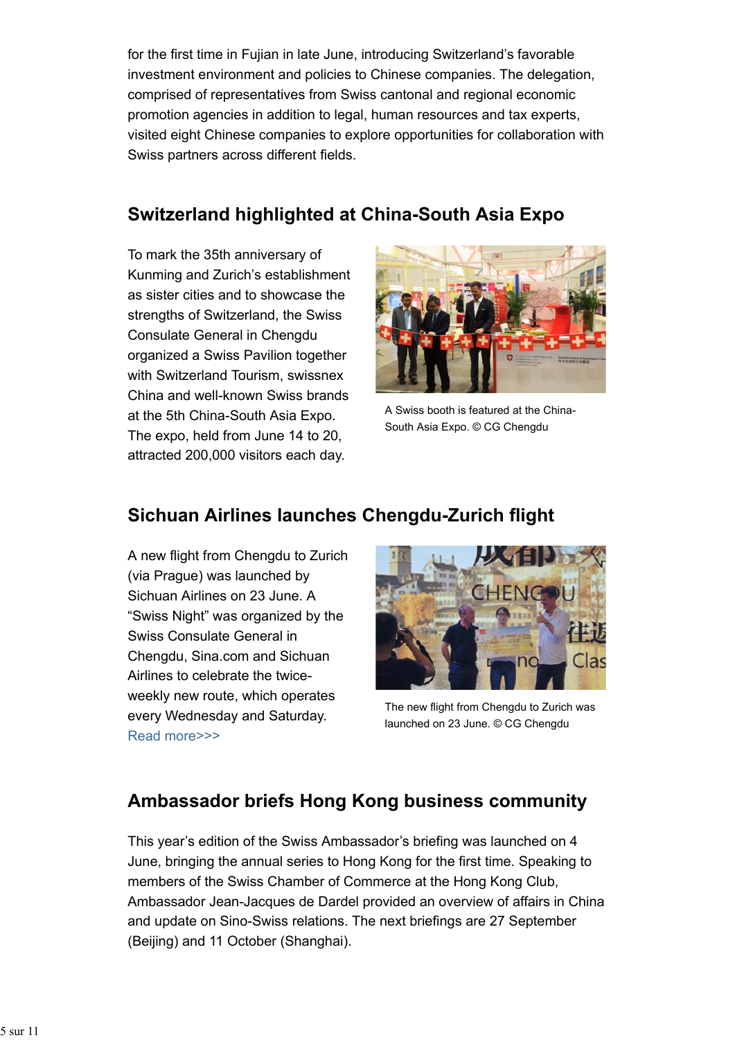for the first time in Fujian in late June, introducing Switzerland's favorable investment environment and policies to Chinese companies. The delegation, comprised of representatives from Swiss cantonal and regional economic promotion agencies in addition to legal, human resources and tax experts, visited eight Chinese companies to explore opportunities for collaboration with Swiss partners across different fields.

## Switzerland highlighted at China-South Asia Expo

To mark the 35th anniversary of Kunming and Zurich's establishment as sister cities and to showcase the strengths of Switzerland, the Swiss Consulate General in Chengdu organized a Swiss Pavilion together with Switzerland Tourism, swissnex China and well-known Swiss brands at the 5th China-South Asia Expo. The expo, held from June 14 to 20, attracted 200,000 visitors each day.

A Swiss booth is featured at the China-South Asia Expo. © CG Chengdu

## Sichuan Airlines launches Chengdu-Zurich flight

A new flight from Chengdu to Zurich (via Prague) was launched by Sichuan Airlines on 23 June. A "Swiss Night" was organized by the Swiss Consulate General in Chengdu, Sina.com and Sichuan Airlines to celebrate the twice-weekly new route, which operates every Wednesday and Saturday. Read more>>>

The new flight from Chengdu to Zurich was launched on 23 June. © CG Chengdu

## Ambassador briefs Hong Kong business community

This year's edition of the Swiss Ambassador's briefing was launched on 4 June, bringing the annual series to Hong Kong for the first time. Speaking to members of the Swiss Chamber of Commerce at the Hong Kong Club, Ambassador Jean-Jacques de Dardel provided an overview of affairs in China and update on Sino-Swiss relations. The next briefings are 27 September (Beijing) and 11 October (Shanghai).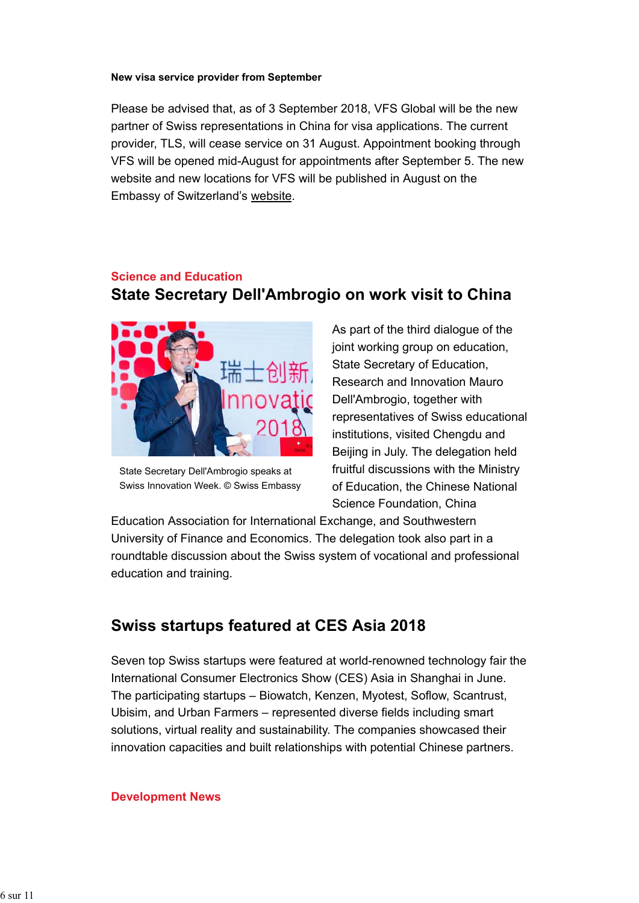**New visa service provider from September**

Please be advised that, as of 3 September 2018, VFS Global will be the new partner of Swiss representations in China for visa applications. The current provider, TLS, will cease service on 31 August. Appointment booking through VFS will be opened mid-August for appointments after September 5. The new website and new locations for VFS will be published in August on the Embassy of Switzerland's website.

### Science and Education

## State Secretary Dell'Ambrogio on work visit to China

State Secretary Dell'Ambrogio speaks at Swiss Innovation Week. © Swiss Embassy

As part of the third dialogue of the joint working group on education, State Secretary of Education, Research and Innovation Mauro Dell'Ambrogio, together with representatives of Swiss educational institutions, visited Chengdu and Beijing in July. The delegation held fruitful discussions with the Ministry of Education, the Chinese National Science Foundation, China Education Association for International Exchange, and Southwestern University of Finance and Economics. The delegation took also part in a roundtable discussion about the Swiss system of vocational and professional education and training.

## Swiss startups featured at CES Asia 2018

Seven top Swiss startups were featured at world-renowned technology fair the International Consumer Electronics Show (CES) Asia in Shanghai in June. The participating startups – Biowatch, Kenzen, Myotest, Soflow, Scantrust, Ubisim, and Urban Farmers – represented diverse fields including smart solutions, virtual reality and sustainability. The companies showcased their innovation capacities and built relationships with potential Chinese partners.

### Development News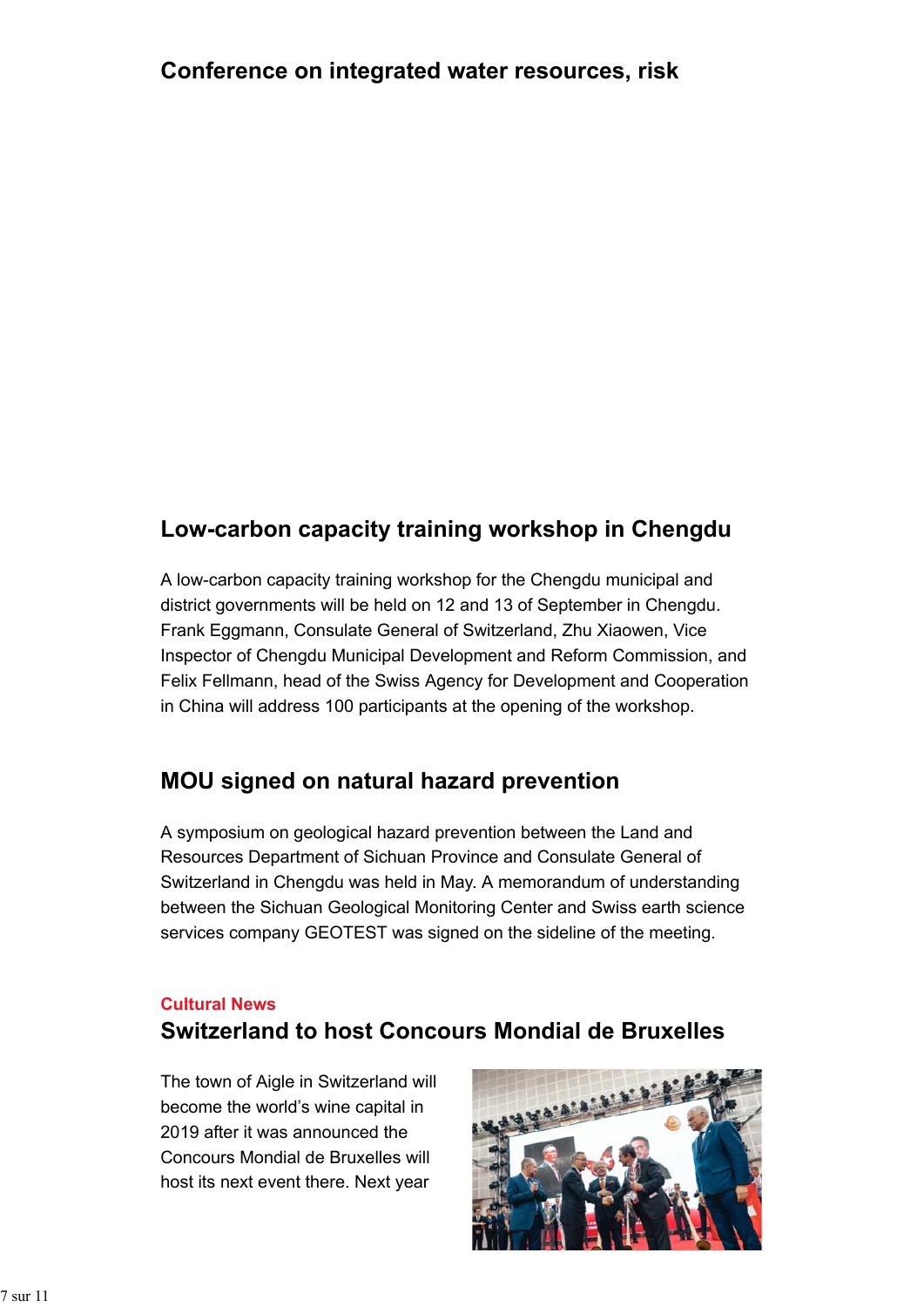## Conference on integrated water resources, risk

## Low-carbon capacity training workshop in Chengdu

A low-carbon capacity training workshop for the Chengdu municipal and district governments will be held on 12 and 13 of September in Chengdu. Frank Eggmann, Consulate General of Switzerland, Zhu Xiaowen, Vice Inspector of Chengdu Municipal Development and Reform Commission, and Felix Fellmann, head of the Swiss Agency for Development and Cooperation in China will address 100 participants at the opening of the workshop.

## MOU signed on natural hazard prevention

A symposium on geological hazard prevention between the Land and Resources Department of Sichuan Province and Consulate General of Switzerland in Chengdu was held in May. A memorandum of understanding between the Sichuan Geological Monitoring Center and Swiss earth science services company GEOTEST was signed on the sideline of the meeting.

**Cultural News**

## Switzerland to host Concours Mondial de Bruxelles

The town of Aigle in Switzerland will become the world's wine capital in 2019 after it was announced the Concours Mondial de Bruxelles will host its next event there. Next year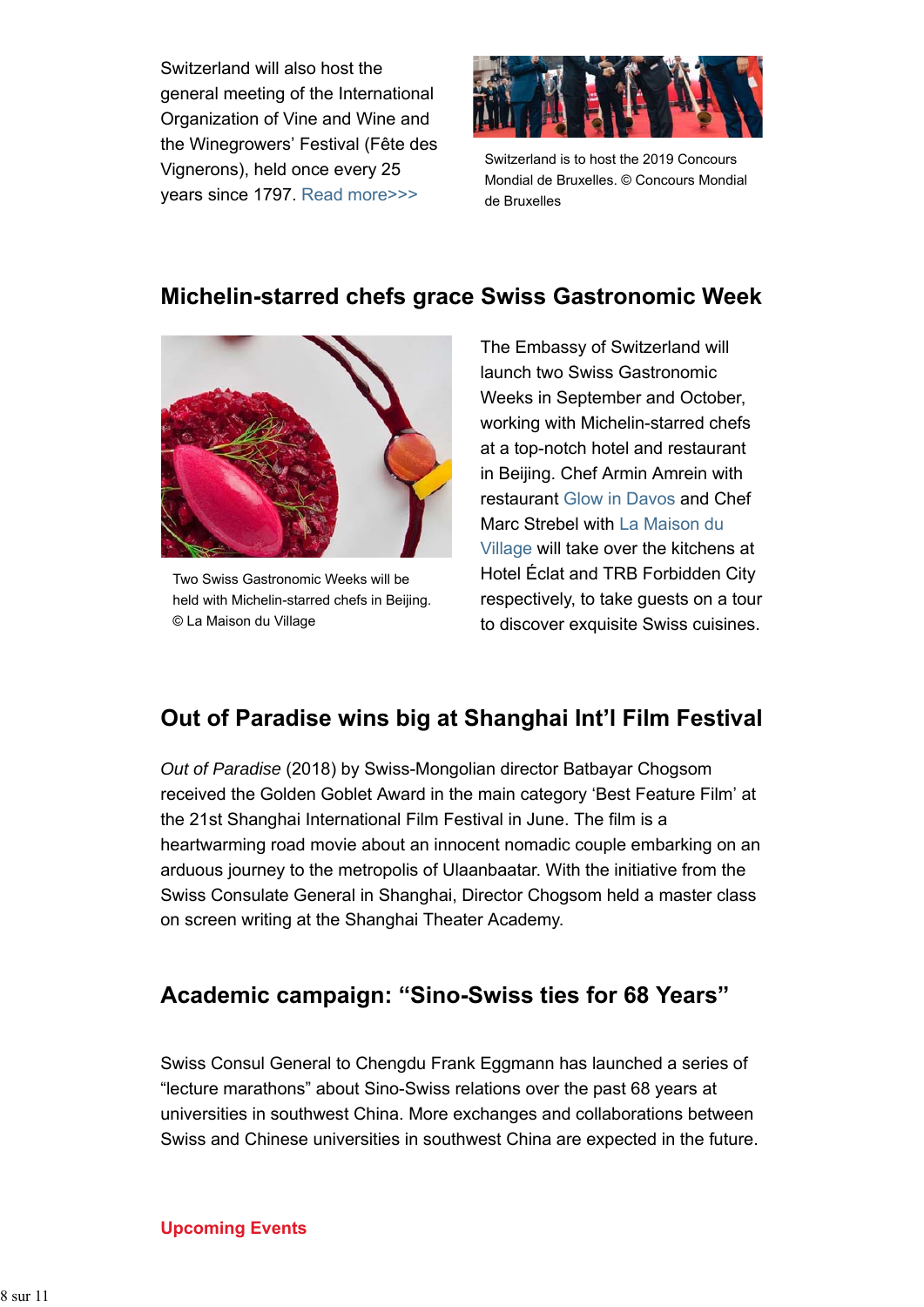Switzerland will also host the general meeting of the International Organization of Vine and Wine and the Winegrowers' Festival (Fête des Vignerons), held once every 25 years since 1797. Read more>>>

Switzerland is to host the 2019 Concours Mondial de Bruxelles. © Concours Mondial de Bruxelles

## Michelin-starred chefs grace Swiss Gastronomic Week

Two Swiss Gastronomic Weeks will be held with Michelin-starred chefs in Beijing. © La Maison du Village

The Embassy of Switzerland will launch two Swiss Gastronomic Weeks in September and October, working with Michelin-starred chefs at a top-notch hotel and restaurant in Beijing. Chef Armin Amrein with restaurant Glow in Davos and Chef Marc Strebel with La Maison du Village will take over the kitchens at Hotel Éclat and TRB Forbidden City respectively, to take guests on a tour to discover exquisite Swiss cuisines.

## Out of Paradise wins big at Shanghai Int'l Film Festival

*Out of Paradise* (2018) by Swiss-Mongolian director Batbayar Chogsom received the Golden Goblet Award in the main category 'Best Feature Film' at the 21st Shanghai International Film Festival in June. The film is a heartwarming road movie about an innocent nomadic couple embarking on an arduous journey to the metropolis of Ulaanbaatar. With the initiative from the Swiss Consulate General in Shanghai, Director Chogsom held a master class on screen writing at the Shanghai Theater Academy.

## Academic campaign: "Sino-Swiss ties for 68 Years"

Swiss Consul General to Chengdu Frank Eggmann has launched a series of "lecture marathons" about Sino-Swiss relations over the past 68 years at universities in southwest China. More exchanges and collaborations between Swiss and Chinese universities in southwest China are expected in the future.

**Upcoming Events**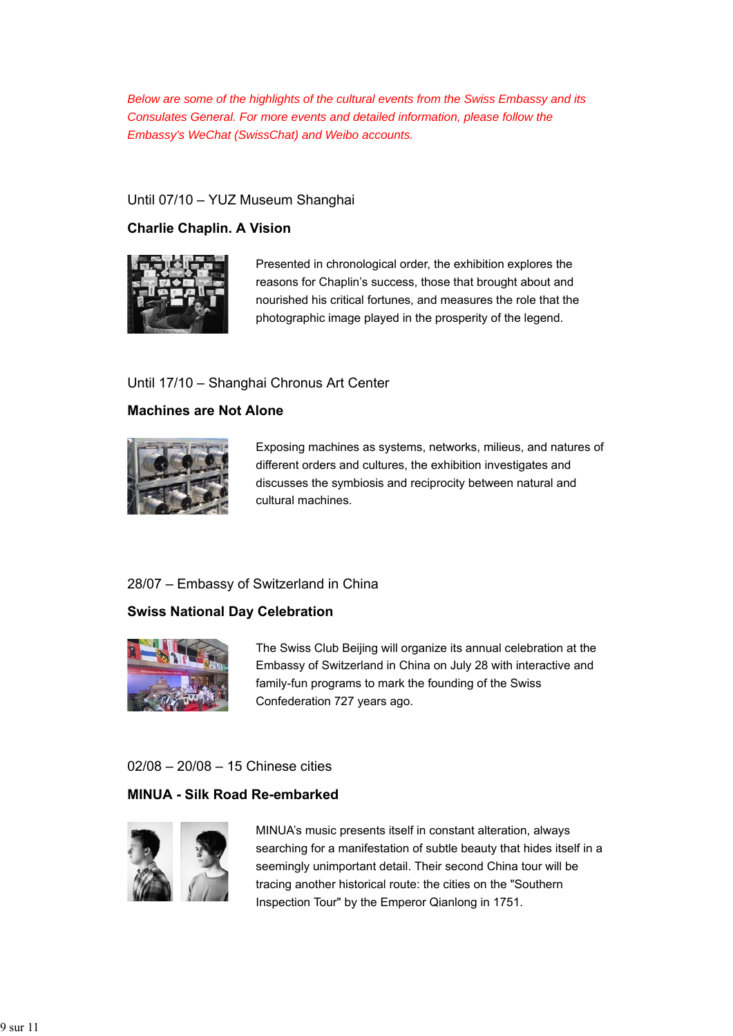*Below are some of the highlights of the cultural events from the Swiss Embassy and its Consulates General. For more events and detailed information, please follow the Embassy's WeChat (SwissChat) and Weibo accounts.*

Until 07/10 – YUZ Museum Shanghai

**Charlie Chaplin. A Vision**

Presented in chronological order, the exhibition explores the reasons for Chaplin's success, those that brought about and nourished his critical fortunes, and measures the role that the photographic image played in the prosperity of the legend.

Until 17/10 – Shanghai Chronus Art Center

**Machines are Not Alone**

Exposing machines as systems, networks, milieus, and natures of different orders and cultures, the exhibition investigates and discusses the symbiosis and reciprocity between natural and cultural machines.

28/07 – Embassy of Switzerland in China

**Swiss National Day Celebration**

The Swiss Club Beijing will organize its annual celebration at the Embassy of Switzerland in China on July 28 with interactive and family-fun programs to mark the founding of the Swiss Confederation 727 years ago.

02/08 – 20/08 – 15 Chinese cities

**MINUA - Silk Road Re-embarked**

MINUA's music presents itself in constant alteration, always searching for a manifestation of subtle beauty that hides itself in a seemingly unimportant detail. Their second China tour will be tracing another historical route: the cities on the "Southern Inspection Tour" by the Emperor Qianlong in 1751.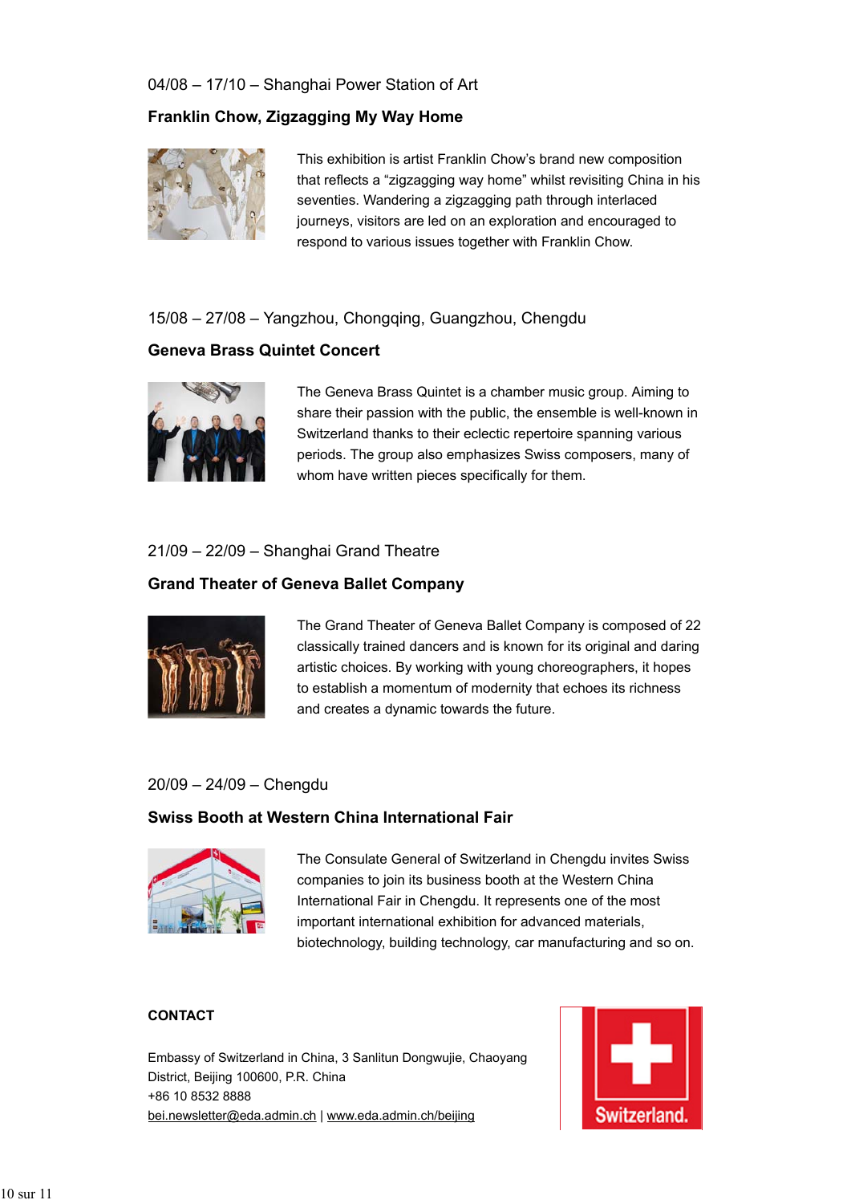04/08 – 17/10 – Shanghai Power Station of Art

**Franklin Chow, Zigzagging My Way Home**

This exhibition is artist Franklin Chow's brand new composition that reflects a "zigzagging way home" whilst revisiting China in his seventies. Wandering a zigzagging path through interlaced journeys, visitors are led on an exploration and encouraged to respond to various issues together with Franklin Chow.

15/08 – 27/08 – Yangzhou, Chongqing, Guangzhou, Chengdu

**Geneva Brass Quintet Concert**

The Geneva Brass Quintet is a chamber music group. Aiming to share their passion with the public, the ensemble is well-known in Switzerland thanks to their eclectic repertoire spanning various periods. The group also emphasizes Swiss composers, many of whom have written pieces specifically for them.

21/09 – 22/09 – Shanghai Grand Theatre

**Grand Theater of Geneva Ballet Company**

The Grand Theater of Geneva Ballet Company is composed of 22 classically trained dancers and is known for its original and daring artistic choices. By working with young choreographers, it hopes to establish a momentum of modernity that echoes its richness and creates a dynamic towards the future.

20/09 – 24/09 – Chengdu

**Swiss Booth at Western China International Fair**

The Consulate General of Switzerland in Chengdu invites Swiss companies to join its business booth at the Western China International Fair in Chengdu. It represents one of the most important international exhibition for advanced materials, biotechnology, building technology, car manufacturing and so on.

**CONTACT**

Embassy of Switzerland in China, 3 Sanlitun Dongwujie, Chaoyang District, Beijing 100600, P.R. China
+86 10 8532 8888
bei.newsletter@eda.admin.ch | www.eda.admin.ch/beijing

Switzerland.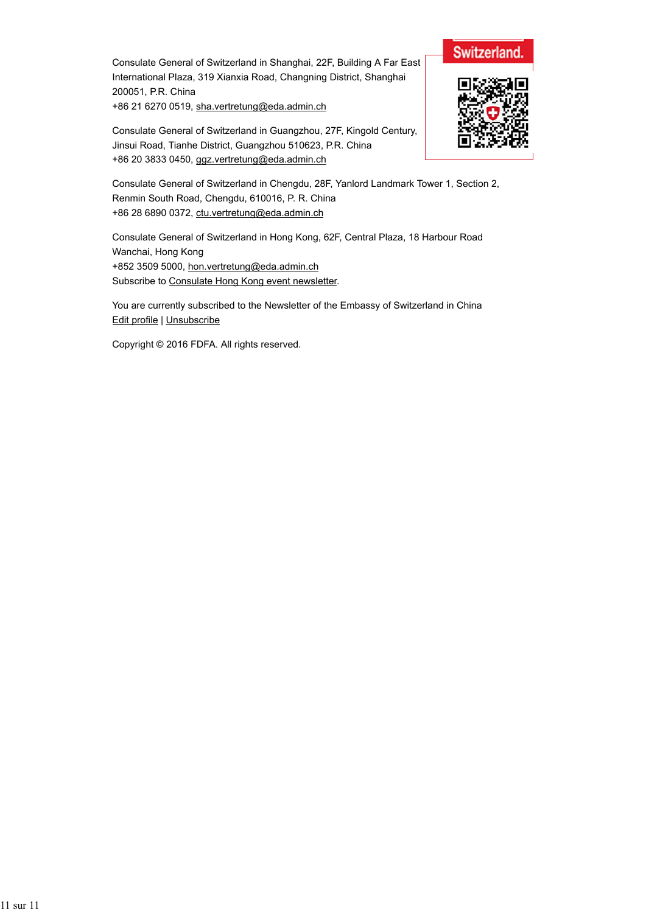Consulate General of Switzerland in Shanghai, 22F, Building A Far East International Plaza, 319 Xianxia Road, Changning District, Shanghai 200051, P.R. China
+86 21 6270 0519, sha.vertretung@eda.admin.ch

Consulate General of Switzerland in Guangzhou, 27F, Kingold Century, Jinsui Road, Tianhe District, Guangzhou 510623, P.R. China
+86 20 3833 0450, ggz.vertretung@eda.admin.ch

Consulate General of Switzerland in Chengdu, 28F, Yanlord Landmark Tower 1, Section 2, Renmin South Road, Chengdu, 610016, P. R. China
+86 28 6890 0372, ctu.vertretung@eda.admin.ch

Consulate General of Switzerland in Hong Kong, 62F, Central Plaza, 18 Harbour Road Wanchai, Hong Kong
+852 3509 5000, hon.vertretung@eda.admin.ch
Subscribe to Consulate Hong Kong event newsletter.

You are currently subscribed to the Newsletter of the Embassy of Switzerland in China
Edit profile | Unsubscribe

Copyright © 2016 FDFA. All rights reserved.